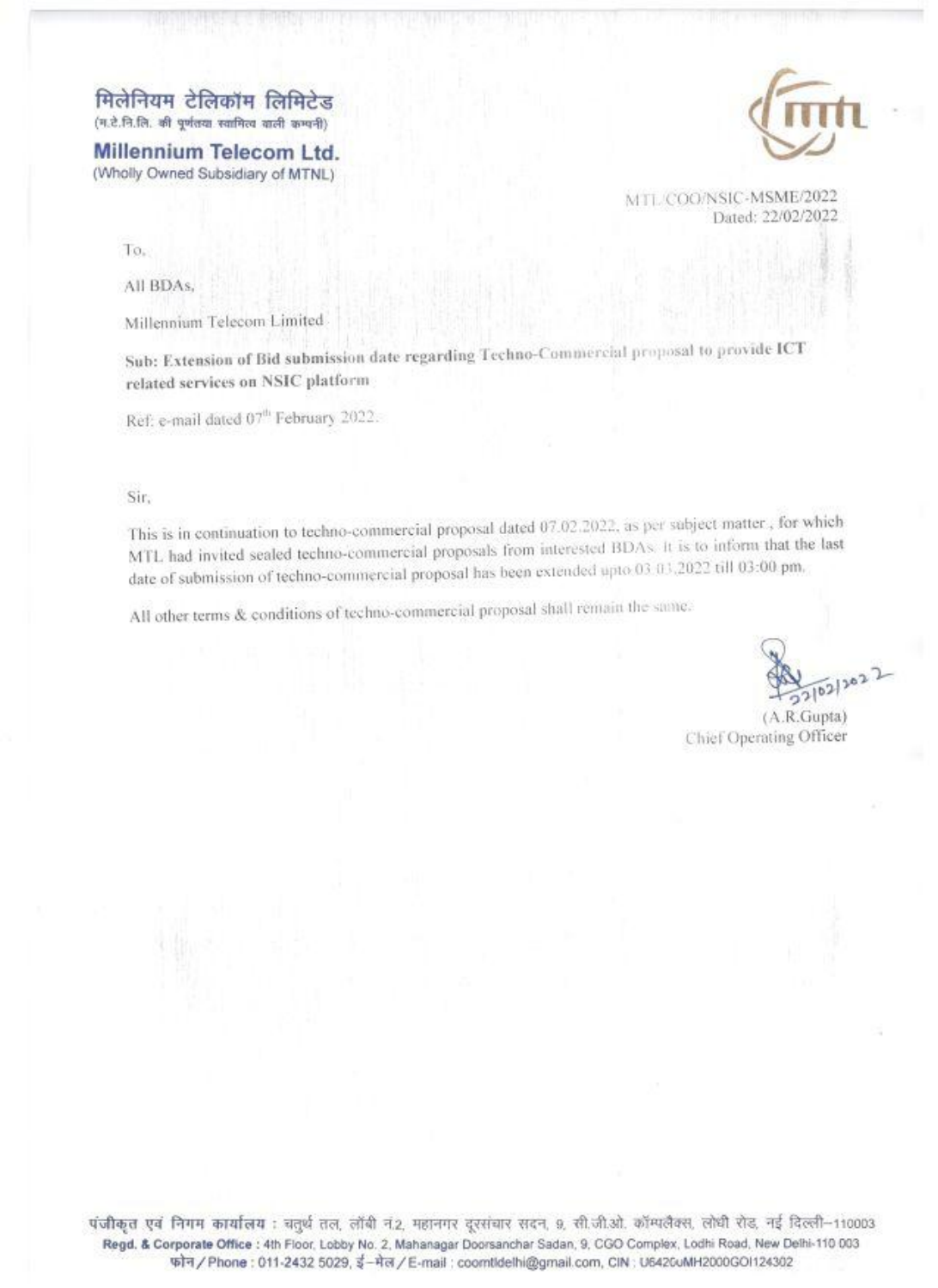मिलेनियम टेलिकॉम लिमिटेड
(म.टे.नि.लि. की पूर्णतया स्वामित्व वाली कम्पनी)

**Millennium Telecom Ltd.**
(Wholly Owned Subsidiary of MTNL)

MTL/COO/NSIC-MSME/2022
Dated: 22/02/2022

To,

All BDAs,

Millennium Telecom Limited

**Sub: Extension of Bid submission date regarding Techno-Commercial proposal to provide ICT related services on NSIC platform**

Ref: e-mail dated 07th February 2022.

Sir,

This is in continuation to techno-commercial proposal dated 07.02.2022, as per subject matter, for which MTL had invited sealed techno-commercial proposals from interested BDAs. It is to inform that the last date of submission of techno-commercial proposal has been extended upto 03.03.2022 till 03:00 pm.

All other terms & conditions of techno-commercial proposal shall remain the same.

22/02/2022
(A.R.Gupta)
Chief Operating Officer

पंजीकृत एवं निगम कार्यालय : चतुर्थ तल, लॉबी नं.2, महानगर दूरसंचार सदन, 9, सी.जी.ओ. कॉम्पलैक्स, लोधी रोड, नई दिल्ली–110003
**Regd. & Corporate Office** : 4th Floor, Lobby No. 2, Mahanagar Doorsanchar Sadan, 9, CGO Complex, Lodhi Road, New Delhi-110 003
फोन / Phone : 011-2432 5029, ई-मेल / E-mail : coomtldelhi@gmail.com, CIN : U6420uMH2000GOI124302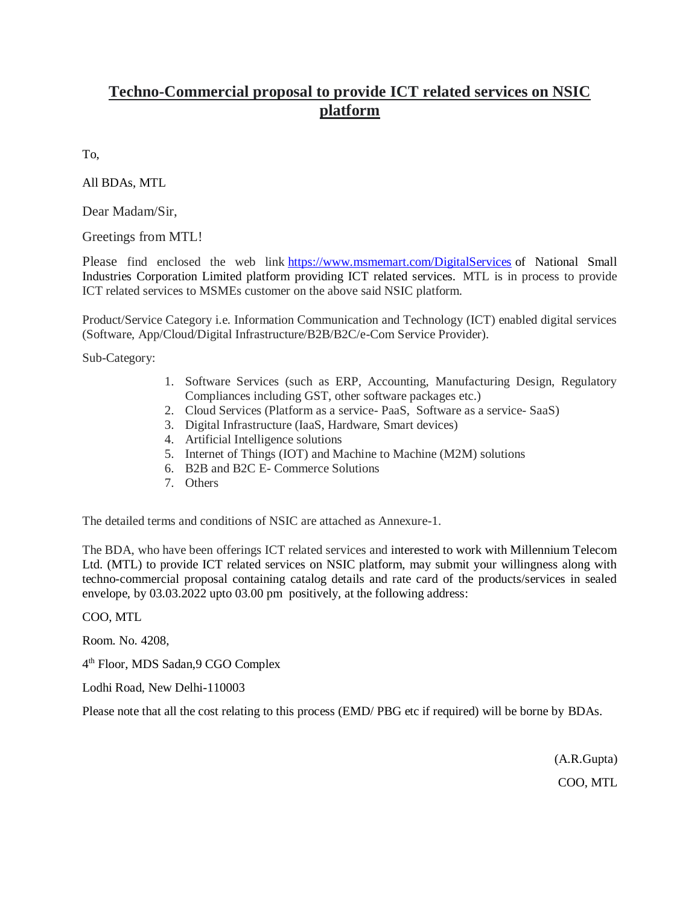# **Techno-Commercial proposal to provide ICT related services on NSIC platform**

To,

All BDAs, MTL

Dear Madam/Sir,

Greetings from MTL!

Please find enclosed the web link https://www.msmemart.com/DigitalServices of National Small Industries Corporation Limited platform providing ICT related services. MTL is in process to provide ICT related services to MSMEs customer on the above said NSIC platform.

Product/Service Category i.e. Information Communication and Technology (ICT) enabled digital services (Software, App/Cloud/Digital Infrastructure/B2B/B2C/e-Com Service Provider).

Sub-Category:

1. Software Services (such as ERP, Accounting, Manufacturing Design, Regulatory Compliances including GST, other software packages etc.)
2. Cloud Services (Platform as a service- PaaS, Software as a service- SaaS)
3. Digital Infrastructure (IaaS, Hardware, Smart devices)
4. Artificial Intelligence solutions
5. Internet of Things (IOT) and Machine to Machine (M2M) solutions
6. B2B and B2C E- Commerce Solutions
7. Others

The detailed terms and conditions of NSIC are attached as Annexure-1.

The BDA, who have been offerings ICT related services and interested to work with Millennium Telecom Ltd. (MTL) to provide ICT related services on NSIC platform, may submit your willingness along with techno-commercial proposal containing catalog details and rate card of the products/services in sealed envelope, by 03.03.2022 upto 03.00 pm positively, at the following address:

COO, MTL

Room. No. 4208,

4th Floor, MDS Sadan,9 CGO Complex

Lodhi Road, New Delhi-110003

Please note that all the cost relating to this process (EMD/ PBG etc if required) will be borne by BDAs.

(A.R.Gupta)

COO, MTL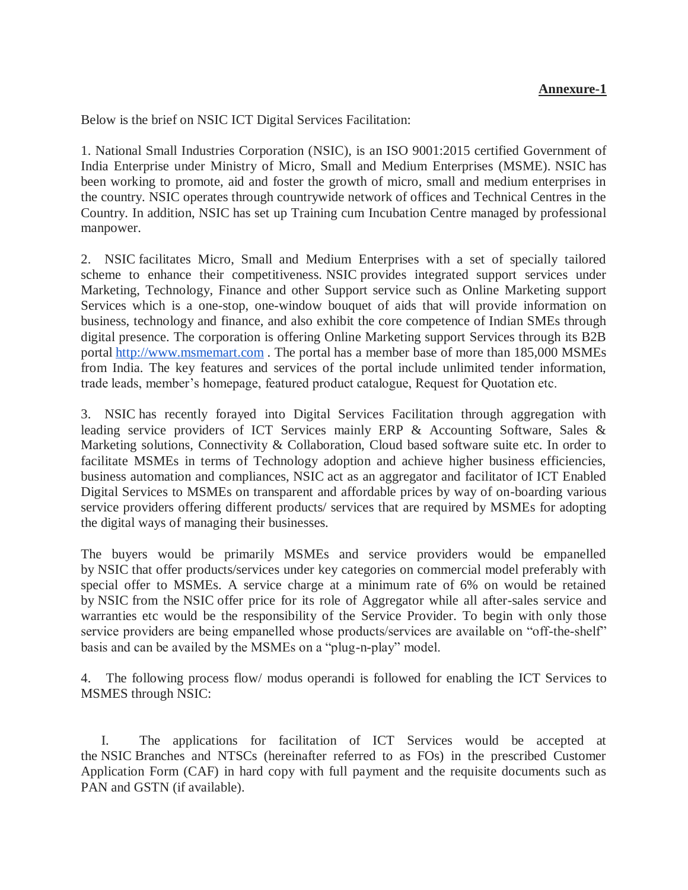**Annexure-1**

Below is the brief on NSIC ICT Digital Services Facilitation:

1. National Small Industries Corporation (NSIC), is an ISO 9001:2015 certified Government of India Enterprise under Ministry of Micro, Small and Medium Enterprises (MSME). NSIC has been working to promote, aid and foster the growth of micro, small and medium enterprises in the country. NSIC operates through countrywide network of offices and Technical Centres in the Country. In addition, NSIC has set up Training cum Incubation Centre managed by professional manpower.

2. NSIC facilitates Micro, Small and Medium Enterprises with a set of specially tailored scheme to enhance their competitiveness. NSIC provides integrated support services under Marketing, Technology, Finance and other Support service such as Online Marketing support Services which is a one-stop, one-window bouquet of aids that will provide information on business, technology and finance, and also exhibit the core competence of Indian SMEs through digital presence. The corporation is offering Online Marketing support Services through its B2B portal [http://www.msmemart.com](http://www.msmemart.com) . The portal has a member base of more than 185,000 MSMEs from India. The key features and services of the portal include unlimited tender information, trade leads, member's homepage, featured product catalogue, Request for Quotation etc.

3. NSIC has recently forayed into Digital Services Facilitation through aggregation with leading service providers of ICT Services mainly ERP & Accounting Software, Sales & Marketing solutions, Connectivity & Collaboration, Cloud based software suite etc. In order to facilitate MSMEs in terms of Technology adoption and achieve higher business efficiencies, business automation and compliances, NSIC act as an aggregator and facilitator of ICT Enabled Digital Services to MSMEs on transparent and affordable prices by way of on-boarding various service providers offering different products/ services that are required by MSMEs for adopting the digital ways of managing their businesses.

The buyers would be primarily MSMEs and service providers would be empanelled by NSIC that offer products/services under key categories on commercial model preferably with special offer to MSMEs. A service charge at a minimum rate of 6% on would be retained by NSIC from the NSIC offer price for its role of Aggregator while all after-sales service and warranties etc would be the responsibility of the Service Provider. To begin with only those service providers are being empanelled whose products/services are available on "off-the-shelf" basis and can be availed by the MSMEs on a "plug-n-play" model.

4. The following process flow/ modus operandi is followed for enabling the ICT Services to MSMES through NSIC:

I. The applications for facilitation of ICT Services would be accepted at the NSIC Branches and NTSCs (hereinafter referred to as FOs) in the prescribed Customer Application Form (CAF) in hard copy with full payment and the requisite documents such as PAN and GSTN (if available).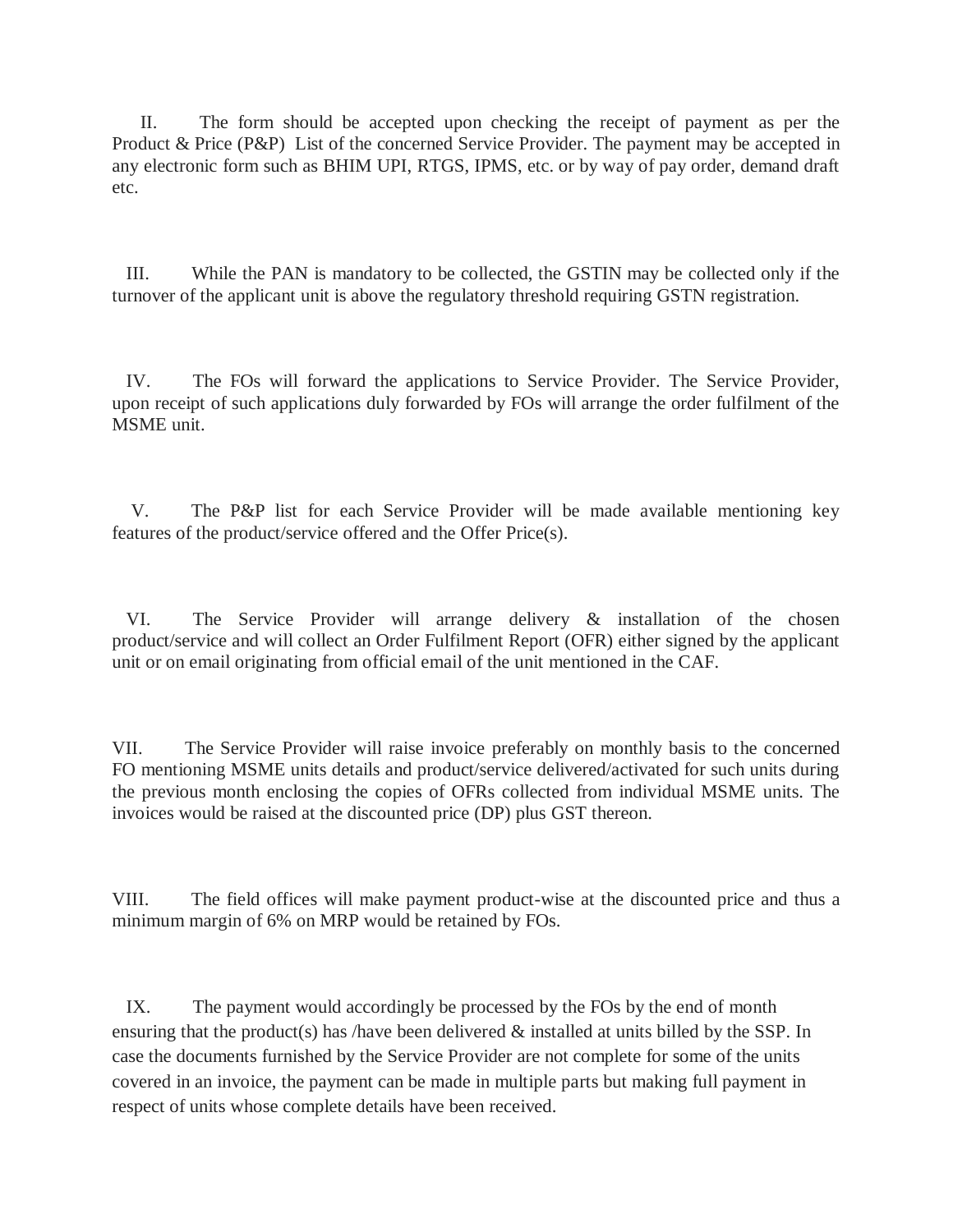II. The form should be accepted upon checking the receipt of payment as per the Product & Price (P&P) List of the concerned Service Provider. The payment may be accepted in any electronic form such as BHIM UPI, RTGS, IPMS, etc. or by way of pay order, demand draft etc.

III. While the PAN is mandatory to be collected, the GSTIN may be collected only if the turnover of the applicant unit is above the regulatory threshold requiring GSTN registration.

IV. The FOs will forward the applications to Service Provider. The Service Provider, upon receipt of such applications duly forwarded by FOs will arrange the order fulfilment of the MSME unit.

V. The P&P list for each Service Provider will be made available mentioning key features of the product/service offered and the Offer Price(s).

VI. The Service Provider will arrange delivery & installation of the chosen product/service and will collect an Order Fulfilment Report (OFR) either signed by the applicant unit or on email originating from official email of the unit mentioned in the CAF.

VII. The Service Provider will raise invoice preferably on monthly basis to the concerned FO mentioning MSME units details and product/service delivered/activated for such units during the previous month enclosing the copies of OFRs collected from individual MSME units. The invoices would be raised at the discounted price (DP) plus GST thereon.

VIII. The field offices will make payment product-wise at the discounted price and thus a minimum margin of 6% on MRP would be retained by FOs.

IX. The payment would accordingly be processed by the FOs by the end of month ensuring that the product(s) has /have been delivered & installed at units billed by the SSP. In case the documents furnished by the Service Provider are not complete for some of the units covered in an invoice, the payment can be made in multiple parts but making full payment in respect of units whose complete details have been received.